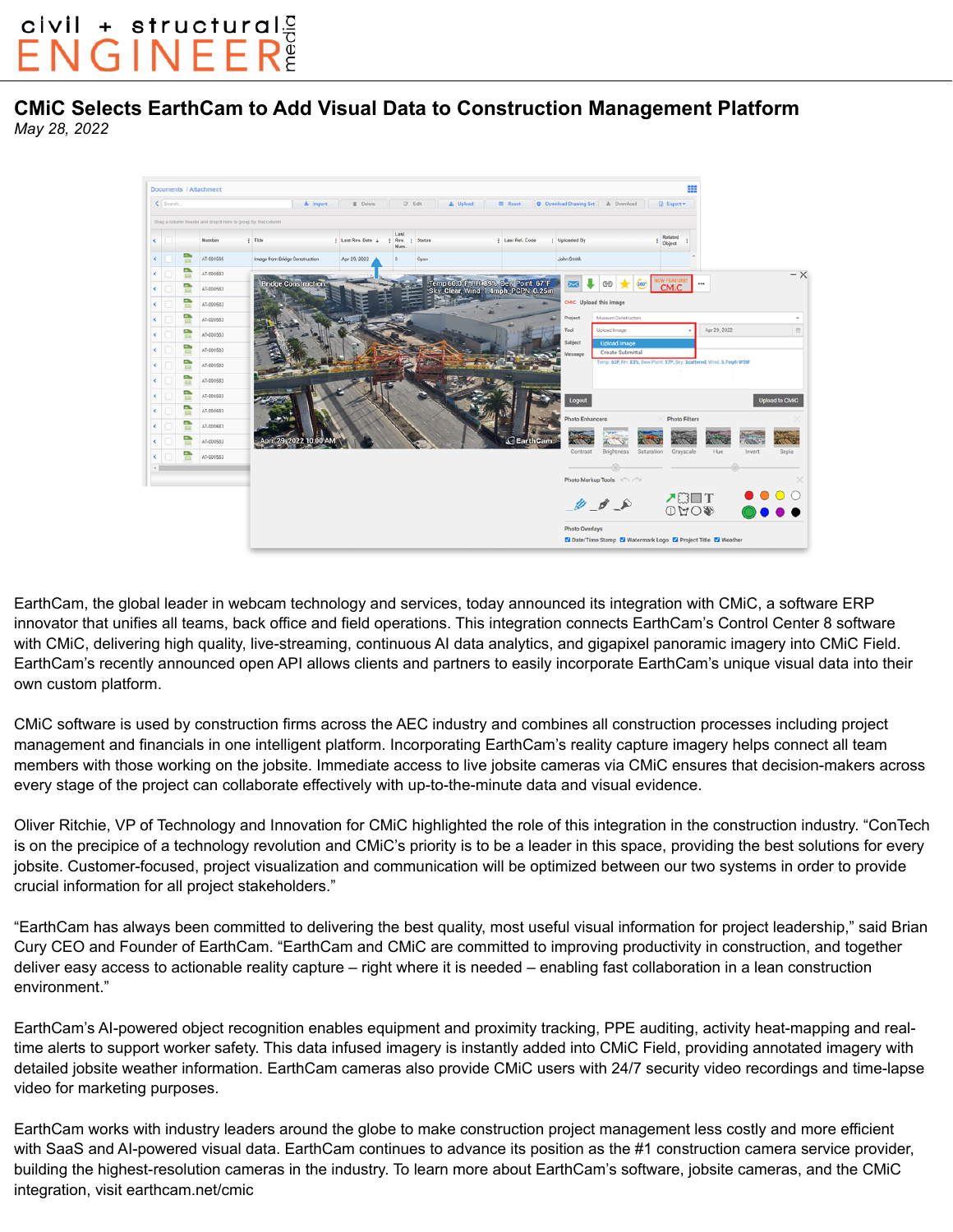# CMiC Selects EarthCam to Add Visual Data to Construction Management Platform

*May 28, 2022*

EarthCam, the global leader in webcam technology and services, today announced its integration with CMiC, a software ERP innovator that unifies all teams, back office and field operations. This integration connects EarthCam's Control Center 8 software with CMiC, delivering high quality, live-streaming, continuous AI data analytics, and gigapixel panoramic imagery into CMiC Field. EarthCam's recently announced open API allows clients and partners to easily incorporate EarthCam's unique visual data into their own custom platform.

CMiC software is used by construction firms across the AEC industry and combines all construction processes including project management and financials in one intelligent platform. Incorporating EarthCam's reality capture imagery helps connect all team members with those working on the jobsite. Immediate access to live jobsite cameras via CMiC ensures that decision-makers across every stage of the project can collaborate effectively with up-to-the-minute data and visual evidence.

Oliver Ritchie, VP of Technology and Innovation for CMiC highlighted the role of this integration in the construction industry. "ConTech is on the precipice of a technology revolution and CMiC's priority is to be a leader in this space, providing the best solutions for every jobsite. Customer-focused, project visualization and communication will be optimized between our two systems in order to provide crucial information for all project stakeholders."

"EarthCam has always been committed to delivering the best quality, most useful visual information for project leadership," said Brian Cury CEO and Founder of EarthCam. "EarthCam and CMiC are committed to improving productivity in construction, and together deliver easy access to actionable reality capture – right where it is needed – enabling fast collaboration in a lean construction environment."

EarthCam's AI-powered object recognition enables equipment and proximity tracking, PPE auditing, activity heat-mapping and real-time alerts to support worker safety. This data infused imagery is instantly added into CMiC Field, providing annotated imagery with detailed jobsite weather information. EarthCam cameras also provide CMiC users with 24/7 security video recordings and time-lapse video for marketing purposes.

EarthCam works with industry leaders around the globe to make construction project management less costly and more efficient with SaaS and AI-powered visual data. EarthCam continues to advance its position as the #1 construction camera service provider, building the highest-resolution cameras in the industry. To learn more about EarthCam's software, jobsite cameras, and the CMiC integration, visit earthcam.net/cmic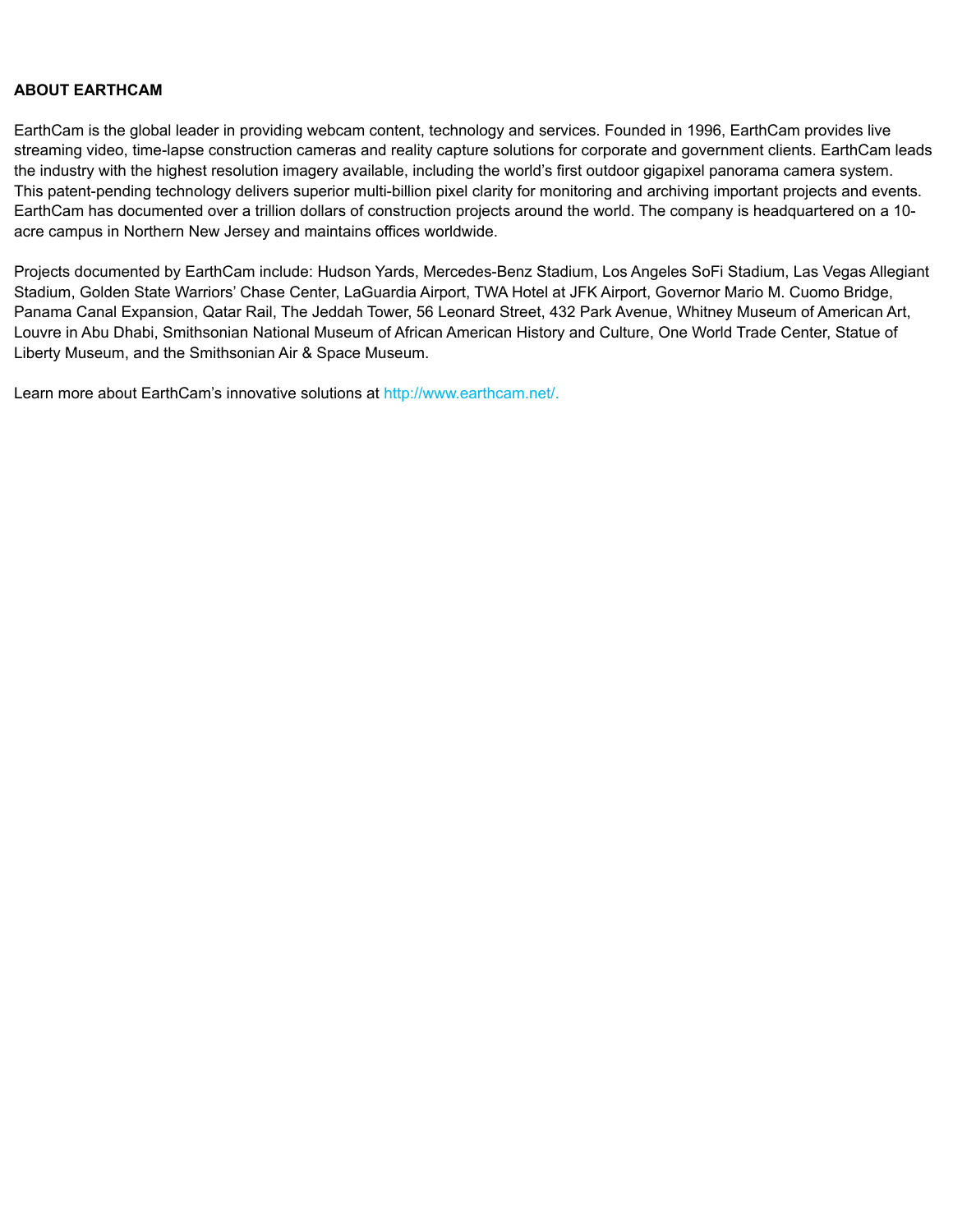**ABOUT EARTHCAM**

EarthCam is the global leader in providing webcam content, technology and services. Founded in 1996, EarthCam provides live streaming video, time-lapse construction cameras and reality capture solutions for corporate and government clients. EarthCam leads the industry with the highest resolution imagery available, including the world's first outdoor gigapixel panorama camera system. This patent-pending technology delivers superior multi-billion pixel clarity for monitoring and archiving important projects and events. EarthCam has documented over a trillion dollars of construction projects around the world. The company is headquartered on a 10-acre campus in Northern New Jersey and maintains offices worldwide.

Projects documented by EarthCam include: Hudson Yards, Mercedes-Benz Stadium, Los Angeles SoFi Stadium, Las Vegas Allegiant Stadium, Golden State Warriors' Chase Center, LaGuardia Airport, TWA Hotel at JFK Airport, Governor Mario M. Cuomo Bridge, Panama Canal Expansion, Qatar Rail, The Jeddah Tower, 56 Leonard Street, 432 Park Avenue, Whitney Museum of American Art, Louvre in Abu Dhabi, Smithsonian National Museum of African American History and Culture, One World Trade Center, Statue of Liberty Museum, and the Smithsonian Air & Space Museum.

Learn more about EarthCam's innovative solutions at http://www.earthcam.net/.